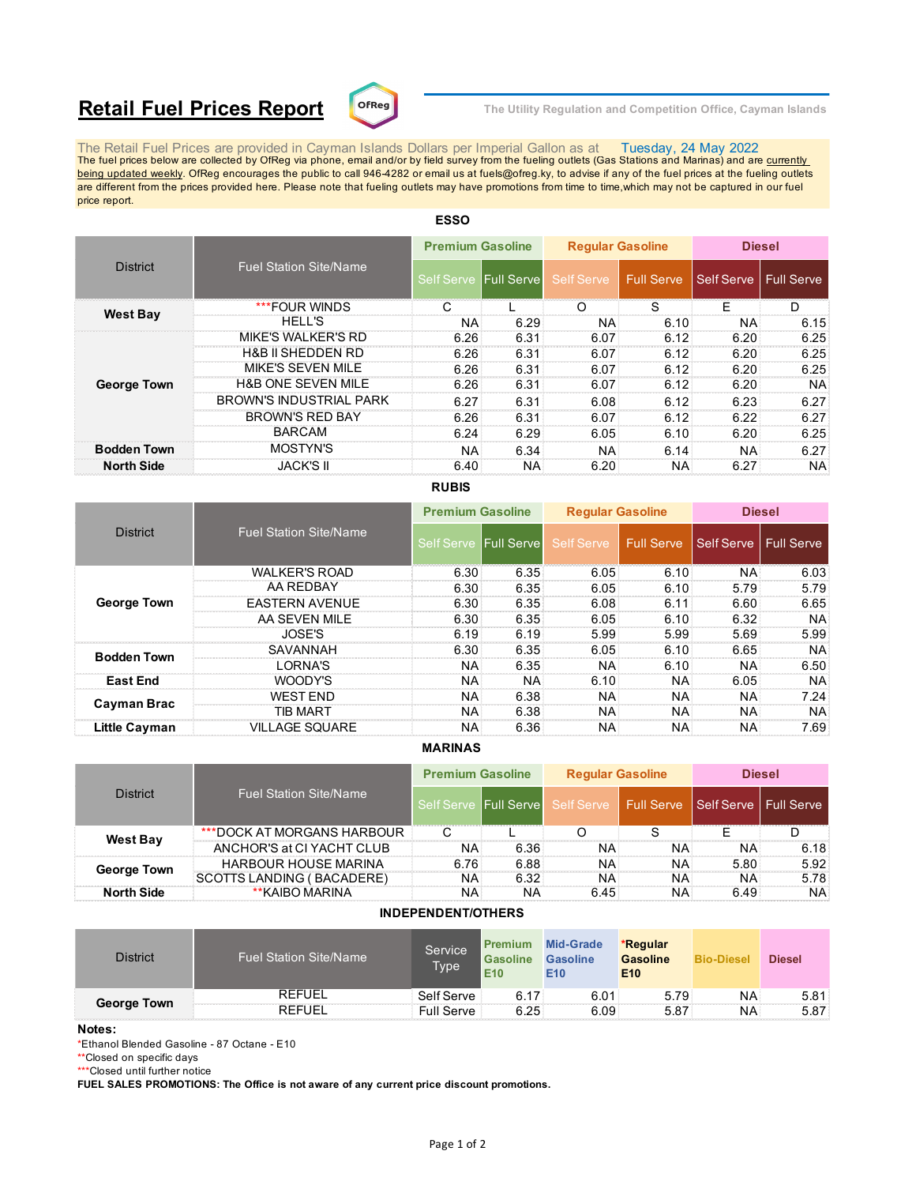# Retail Fuel Prices Report

The Utility Regulation and Competition Office, Cayman Islands

The Retail Fuel Prices are provided in Cayman Islands Dollars per Imperial Gallon as at Tuesday, 24 May 2022

The fuel prices below are collected by OfReg via phone, email and/or by field survey from the fueling outlets (Gas Stations and Marinas) and are currently being updated weekly. OfReg encourages the public to call 946-4282 or email us at fuels@ofreg.ky, to advise if any of the fuel prices at the fueling outlets are different from the prices provided here. Please note that fueling outlets may have promotions from time to time,which may not be captured in our fuel price report.

## ESSO

| District | Fuel Station Site/Name | Premium Gasoline | | Regular Gasoline | | Diesel | |
|---|---|---|---|---|---|---|---|
| | | Self Serve | Full Serve | Self Serve | Full Serve | Self Serve | Full Serve |
| West Bay | ***FOUR WINDS | C | L | O | S | E | D |
| | HELL'S | NA | 6.29 | NA | 6.10 | NA | 6.15 |
| George Town | MIKE'S WALKER'S RD | 6.26 | 6.31 | 6.07 | 6.12 | 6.20 | 6.25 |
| | H&B II SHEDDEN RD | 6.26 | 6.31 | 6.07 | 6.12 | 6.20 | 6.25 |
| | MIKE'S SEVEN MILE | 6.26 | 6.31 | 6.07 | 6.12 | 6.20 | 6.25 |
| | H&B ONE SEVEN MILE | 6.26 | 6.31 | 6.07 | 6.12 | 6.20 | NA |
| | BROWN'S INDUSTRIAL PARK | 6.27 | 6.31 | 6.08 | 6.12 | 6.23 | 6.27 |
| | BROWN'S RED BAY | 6.26 | 6.31 | 6.07 | 6.12 | 6.22 | 6.27 |
| | BARCAM | 6.24 | 6.29 | 6.05 | 6.10 | 6.20 | 6.25 |
| Bodden Town | MOSTYN'S | NA | 6.34 | NA | 6.14 | NA | 6.27 |
| North Side | JACK'S II | 6.40 | NA | 6.20 | NA | 6.27 | NA |

## RUBIS

| District | Fuel Station Site/Name | Premium Gasoline | | Regular Gasoline | | Diesel | |
|---|---|---|---|---|---|---|---|
| | | Self Serve | Full Serve | Self Serve | Full Serve | Self Serve | Full Serve |
| George Town | WALKER'S ROAD | 6.30 | 6.35 | 6.05 | 6.10 | NA | 6.03 |
| | AA REDBAY | 6.30 | 6.35 | 6.05 | 6.10 | 5.79 | 5.79 |
| | EASTERN AVENUE | 6.30 | 6.35 | 6.08 | 6.11 | 6.60 | 6.65 |
| | AA SEVEN MILE | 6.30 | 6.35 | 6.05 | 6.10 | 6.32 | NA |
| | JOSE'S | 6.19 | 6.19 | 5.99 | 5.99 | 5.69 | 5.99 |
| Bodden Town | SAVANNAH | 6.30 | 6.35 | 6.05 | 6.10 | 6.65 | NA |
| | LORNA'S | NA | 6.35 | NA | 6.10 | NA | 6.50 |
| East End | WOODY'S | NA | NA | 6.10 | NA | 6.05 | NA |
| Cayman Brac | WEST END | NA | 6.38 | NA | NA | NA | 7.24 |
| | TIB MART | NA | 6.38 | NA | NA | NA | NA |
| Little Cayman | VILLAGE SQUARE | NA | 6.36 | NA | NA | NA | 7.69 |

## MARINAS

| District | Fuel Station Site/Name | Premium Gasoline | | Regular Gasoline | | Diesel | |
|---|---|---|---|---|---|---|---|
| | | Self Serve | Full Serve | Self Serve | Full Serve | Self Serve | Full Serve |
| West Bay | ***DOCK AT MORGANS HARBOUR | C | L | O | S | E | D |
| | ANCHOR'S at CI YACHT CLUB | NA | 6.36 | NA | NA | NA | 6.18 |
| George Town | HARBOUR HOUSE MARINA | 6.76 | 6.88 | NA | NA | 5.80 | 5.92 |
| | SCOTTS LANDING ( BACADERE) | NA | 6.32 | NA | NA | NA | 5.78 |
| North Side | **KAIBO MARINA | NA | NA | 6.45 | NA | 6.49 | NA |

## INDEPENDENT/OTHERS

| District | Fuel Station Site/Name | Service Type | Premium Gasoline E10 | Mid-Grade Gasoline E10 | *Regular Gasoline E10 | Bio-Diesel | Diesel |
|---|---|---|---|---|---|---|---|
| George Town | REFUEL | Self Serve | 6.17 | 6.01 | 5.79 | NA | 5.81 |
| | REFUEL | Full Serve | 6.25 | 6.09 | 5.87 | NA | 5.87 |

**Notes:**

*Ethanol Blended Gasoline - 87 Octane - E10

**Closed on specific days

***Closed until further notice

**FUEL SALES PROMOTIONS: The Office is not aware of any current price discount promotions.**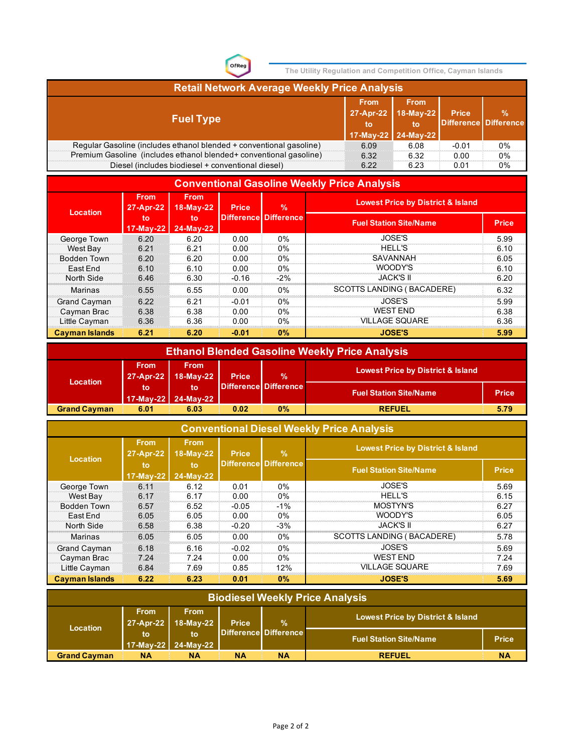The Utility Regulation and Competition Office, Cayman Islands

## Retail Network Average Weekly Price Analysis

| Fuel Type | From 27-Apr-22 to 17-May-22 | From 18-May-22 to 24-May-22 | Price Difference | % Difference |
|---|---|---|---|---|
| Regular Gasoline (includes ethanol blended + conventional gasoline) | 6.09 | 6.08 | -0.01 | 0% |
| Premium Gasoline (includes ethanol blended+ conventional gasoline) | 6.32 | 6.32 | 0.00 | 0% |
| Diesel (includes biodiesel + conventional diesel) | 6.22 | 6.23 | 0.01 | 0% |

## Conventional Gasoline Weekly Price Analysis

| Location | From 27-Apr-22 to 17-May-22 | From 18-May-22 to 24-May-22 | Price Difference | % Difference | Lowest Price by District & Island | |
|---|---|---|---|---|---|---|
| | | | | | Fuel Station Site/Name | Price |
| George Town | 6.20 | 6.20 | 0.00 | 0% | JOSE'S | 5.99 |
| West Bay | 6.21 | 6.21 | 0.00 | 0% | HELL'S | 6.10 |
| Bodden Town | 6.20 | 6.20 | 0.00 | 0% | SAVANNAH | 6.05 |
| East End | 6.10 | 6.10 | 0.00 | 0% | WOODY'S | 6.10 |
| North Side | 6.46 | 6.30 | -0.16 | -2% | JACK'S II | 6.20 |
| Marinas | 6.55 | 6.55 | 0.00 | 0% | SCOTTS LANDING ( BACADERE) | 6.32 |
| Grand Cayman | 6.22 | 6.21 | -0.01 | 0% | JOSE'S | 5.99 |
| Cayman Brac | 6.38 | 6.38 | 0.00 | 0% | WEST END | 6.38 |
| Little Cayman | 6.36 | 6.36 | 0.00 | 0% | VILLAGE SQUARE | 6.36 |
| **Cayman Islands** | **6.21** | **6.20** | **-0.01** | **0%** | **JOSE'S** | **5.99** |

## Ethanol Blended Gasoline Weekly Price Analysis

| Location | From 27-Apr-22 to 17-May-22 | From 18-May-22 to 24-May-22 | Price Difference | % Difference | Lowest Price by District & Island | |
|---|---|---|---|---|---|---|
| | | | | | Fuel Station Site/Name | Price |
| **Grand Cayman** | **6.01** | **6.03** | **0.02** | **0%** | **REFUEL** | **5.79** |

## Conventional Diesel Weekly Price Analysis

| Location | From 27-Apr-22 to 17-May-22 | From 18-May-22 to 24-May-22 | Price Difference | % Difference | Lowest Price by District & Island | |
|---|---|---|---|---|---|---|
| | | | | | Fuel Station Site/Name | Price |
| George Town | 6.11 | 6.12 | 0.01 | 0% | JOSE'S | 5.69 |
| West Bay | 6.17 | 6.17 | 0.00 | 0% | HELL'S | 6.15 |
| Bodden Town | 6.57 | 6.52 | -0.05 | -1% | MOSTYN'S | 6.27 |
| East End | 6.05 | 6.05 | 0.00 | 0% | WOODY'S | 6.05 |
| North Side | 6.58 | 6.38 | -0.20 | -3% | JACK'S II | 6.27 |
| Marinas | 6.05 | 6.05 | 0.00 | 0% | SCOTTS LANDING ( BACADERE) | 5.78 |
| Grand Cayman | 6.18 | 6.16 | -0.02 | 0% | JOSE'S | 5.69 |
| Cayman Brac | 7.24 | 7.24 | 0.00 | 0% | WEST END | 7.24 |
| Little Cayman | 6.84 | 7.69 | 0.85 | 12% | VILLAGE SQUARE | 7.69 |
| **Cayman Islands** | **6.22** | **6.23** | **0.01** | **0%** | **JOSE'S** | **5.69** |

## Biodiesel Weekly Price Analysis

| Location | From 27-Apr-22 to 17-May-22 | From 18-May-22 to 24-May-22 | Price Difference | % Difference | Lowest Price by District & Island | |
|---|---|---|---|---|---|---|
| | | | | | Fuel Station Site/Name | Price |
| **Grand Cayman** | **NA** | **NA** | **NA** | **NA** | **REFUEL** | **NA** |